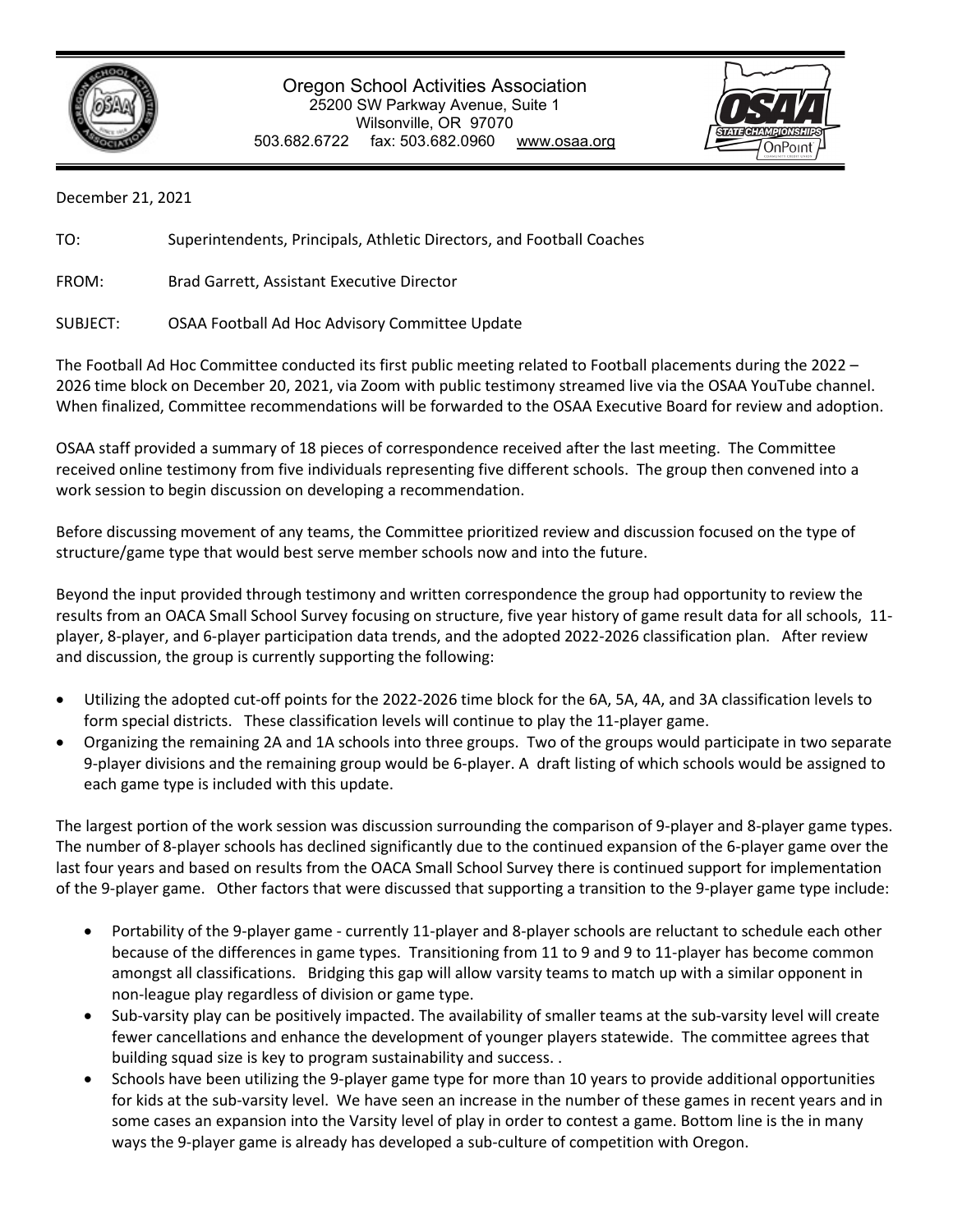Oregon School Activities Association
25200 SW Parkway Avenue, Suite 1
Wilsonville, OR 97070
503.682.6722 fax: 503.682.0960 www.osaa.org

December 21, 2021

TO: Superintendents, Principals, Athletic Directors, and Football Coaches

FROM: Brad Garrett, Assistant Executive Director

SUBJECT: OSAA Football Ad Hoc Advisory Committee Update

The Football Ad Hoc Committee conducted its first public meeting related to Football placements during the 2022 – 2026 time block on December 20, 2021, via Zoom with public testimony streamed live via the OSAA YouTube channel. When finalized, Committee recommendations will be forwarded to the OSAA Executive Board for review and adoption.

OSAA staff provided a summary of 18 pieces of correspondence received after the last meeting. The Committee received online testimony from five individuals representing five different schools. The group then convened into a work session to begin discussion on developing a recommendation.

Before discussing movement of any teams, the Committee prioritized review and discussion focused on the type of structure/game type that would best serve member schools now and into the future.

Beyond the input provided through testimony and written correspondence the group had opportunity to review the results from an OACA Small School Survey focusing on structure, five year history of game result data for all schools, 11-player, 8-player, and 6-player participation data trends, and the adopted 2022-2026 classification plan. After review and discussion, the group is currently supporting the following:

- Utilizing the adopted cut-off points for the 2022-2026 time block for the 6A, 5A, 4A, and 3A classification levels to form special districts. These classification levels will continue to play the 11-player game.
- Organizing the remaining 2A and 1A schools into three groups. Two of the groups would participate in two separate 9-player divisions and the remaining group would be 6-player. A draft listing of which schools would be assigned to each game type is included with this update.

The largest portion of the work session was discussion surrounding the comparison of 9-player and 8-player game types. The number of 8-player schools has declined significantly due to the continued expansion of the 6-player game over the last four years and based on results from the OACA Small School Survey there is continued support for implementation of the 9-player game. Other factors that were discussed that supporting a transition to the 9-player game type include:

- Portability of the 9-player game - currently 11-player and 8-player schools are reluctant to schedule each other because of the differences in game types. Transitioning from 11 to 9 and 9 to 11-player has become common amongst all classifications. Bridging this gap will allow varsity teams to match up with a similar opponent in non-league play regardless of division or game type.
- Sub-varsity play can be positively impacted. The availability of smaller teams at the sub-varsity level will create fewer cancellations and enhance the development of younger players statewide. The committee agrees that building squad size is key to program sustainability and success. .
- Schools have been utilizing the 9-player game type for more than 10 years to provide additional opportunities for kids at the sub-varsity level. We have seen an increase in the number of these games in recent years and in some cases an expansion into the Varsity level of play in order to contest a game. Bottom line is the in many ways the 9-player game is already has developed a sub-culture of competition with Oregon.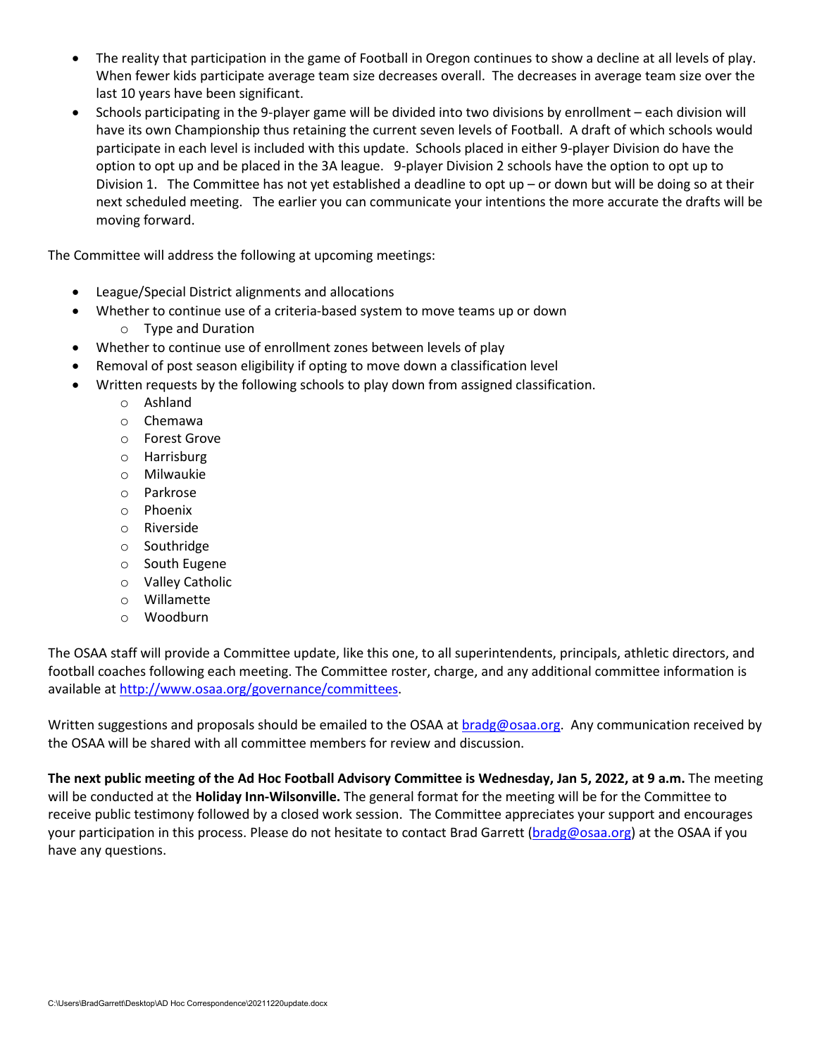- The reality that participation in the game of Football in Oregon continues to show a decline at all levels of play. When fewer kids participate average team size decreases overall. The decreases in average team size over the last 10 years have been significant.
- Schools participating in the 9-player game will be divided into two divisions by enrollment – each division will have its own Championship thus retaining the current seven levels of Football. A draft of which schools would participate in each level is included with this update. Schools placed in either 9-player Division do have the option to opt up and be placed in the 3A league. 9-player Division 2 schools have the option to opt up to Division 1. The Committee has not yet established a deadline to opt up – or down but will be doing so at their next scheduled meeting. The earlier you can communicate your intentions the more accurate the drafts will be moving forward.

The Committee will address the following at upcoming meetings:

- League/Special District alignments and allocations
- Whether to continue use of a criteria-based system to move teams up or down
  - Type and Duration
- Whether to continue use of enrollment zones between levels of play
- Removal of post season eligibility if opting to move down a classification level
- Written requests by the following schools to play down from assigned classification.
  - Ashland
  - Chemawa
  - Forest Grove
  - Harrisburg
  - Milwaukie
  - Parkrose
  - Phoenix
  - Riverside
  - Southridge
  - South Eugene
  - Valley Catholic
  - Willamette
  - Woodburn

The OSAA staff will provide a Committee update, like this one, to all superintendents, principals, athletic directors, and football coaches following each meeting. The Committee roster, charge, and any additional committee information is available at http://www.osaa.org/governance/committees.

Written suggestions and proposals should be emailed to the OSAA at bradg@osaa.org. Any communication received by the OSAA will be shared with all committee members for review and discussion.

**The next public meeting of the Ad Hoc Football Advisory Committee is Wednesday, Jan 5, 2022, at 9 a.m.** The meeting will be conducted at the **Holiday Inn-Wilsonville.** The general format for the meeting will be for the Committee to receive public testimony followed by a closed work session. The Committee appreciates your support and encourages your participation in this process. Please do not hesitate to contact Brad Garrett (bradg@osaa.org) at the OSAA if you have any questions.

C:\Users\BradGarrett\Desktop\AD Hoc Correspondence\20211220update.docx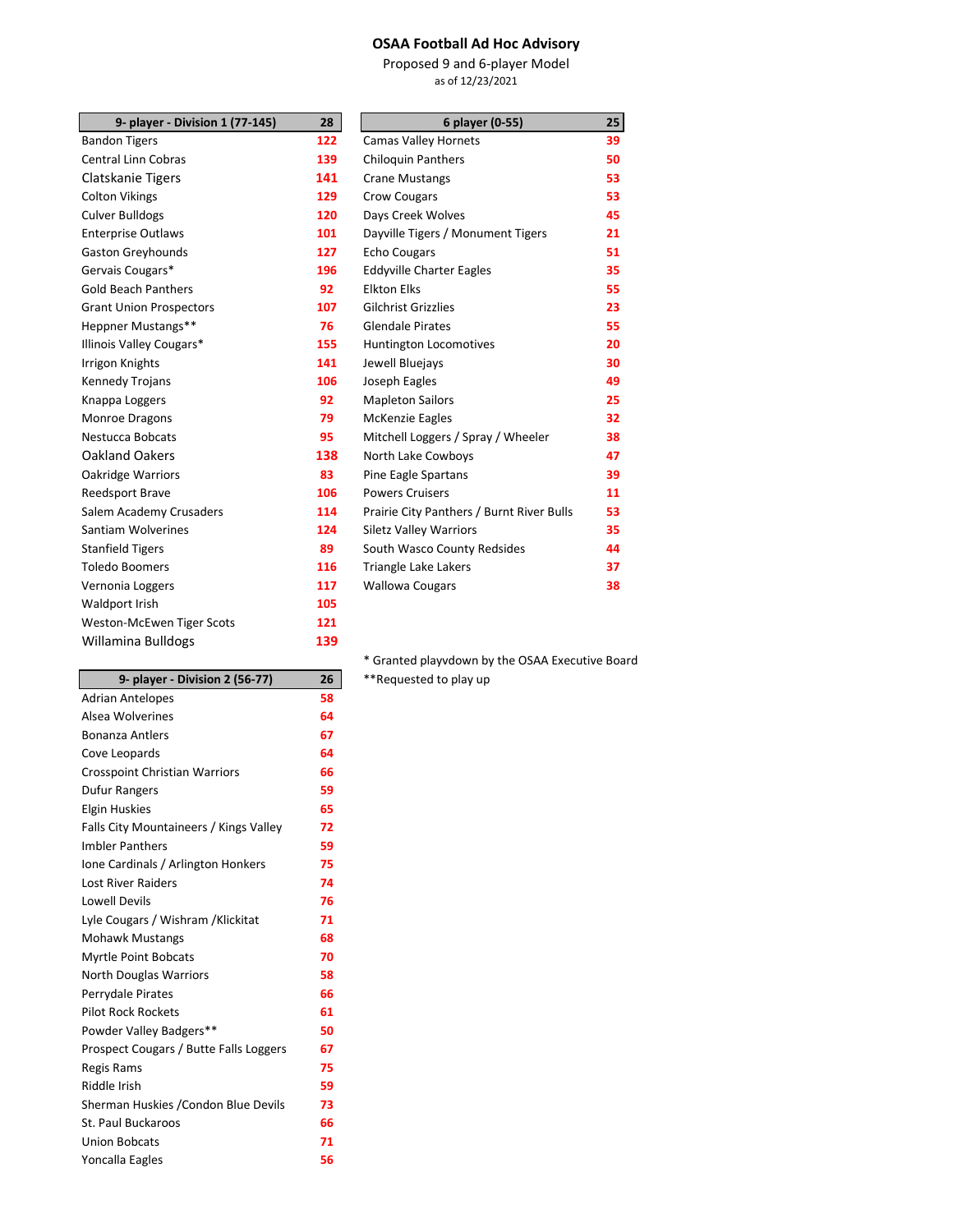**OSAA Football Ad Hoc Advisory**

Proposed 9 and 6-player Model

as of 12/23/2021

| 9- player - Division 1 (77-145) | 28 |
|---|---|
| Bandon Tigers | 122 |
| Central Linn Cobras | 139 |
| Clatskanie Tigers | 141 |
| Colton Vikings | 129 |
| Culver Bulldogs | 120 |
| Enterprise Outlaws | 101 |
| Gaston Greyhounds | 127 |
| Gervais Cougars* | 196 |
| Gold Beach Panthers | 92 |
| Grant Union Prospectors | 107 |
| Heppner Mustangs** | 76 |
| Illinois Valley Cougars* | 155 |
| Irrigon Knights | 141 |
| Kennedy Trojans | 106 |
| Knappa Loggers | 92 |
| Monroe Dragons | 79 |
| Nestucca Bobcats | 95 |
| Oakland Oakers | 138 |
| Oakridge Warriors | 83 |
| Reedsport Brave | 106 |
| Salem Academy Crusaders | 114 |
| Santiam Wolverines | 124 |
| Stanfield Tigers | 89 |
| Toledo Boomers | 116 |
| Vernonia Loggers | 117 |
| Waldport Irish | 105 |
| Weston-McEwen Tiger Scots | 121 |
| Willamina Bulldogs | 139 |

| 9- player - Division 2 (56-77) | 26 |
|---|---|
| Adrian Antelopes | 58 |
| Alsea Wolverines | 64 |
| Bonanza Antlers | 67 |
| Cove Leopards | 64 |
| Crosspoint Christian Warriors | 66 |
| Dufur Rangers | 59 |
| Elgin Huskies | 65 |
| Falls City Mountaineers / Kings Valley | 72 |
| Imbler Panthers | 59 |
| Ione Cardinals / Arlington Honkers | 75 |
| Lost River Raiders | 74 |
| Lowell Devils | 76 |
| Lyle Cougars / Wishram /Klickitat | 71 |
| Mohawk Mustangs | 68 |
| Myrtle Point Bobcats | 70 |
| North Douglas Warriors | 58 |
| Perrydale Pirates | 66 |
| Pilot Rock Rockets | 61 |
| Powder Valley Badgers** | 50 |
| Prospect Cougars / Butte Falls Loggers | 67 |
| Regis Rams | 75 |
| Riddle Irish | 59 |
| Sherman Huskies /Condon Blue Devils | 73 |
| St. Paul Buckaroos | 66 |
| Union Bobcats | 71 |
| Yoncalla Eagles | 56 |

| 6 player (0-55) | 25 |
|---|---|
| Camas Valley Hornets | 39 |
| Chiloquin Panthers | 50 |
| Crane Mustangs | 53 |
| Crow Cougars | 53 |
| Days Creek Wolves | 45 |
| Dayville Tigers / Monument Tigers | 21 |
| Echo Cougars | 51 |
| Eddyville Charter Eagles | 35 |
| Elkton Elks | 55 |
| Gilchrist Grizzlies | 23 |
| Glendale Pirates | 55 |
| Huntington Locomotives | 20 |
| Jewell Bluejays | 30 |
| Joseph Eagles | 49 |
| Mapleton Sailors | 25 |
| McKenzie Eagles | 32 |
| Mitchell Loggers / Spray / Wheeler | 38 |
| North Lake Cowboys | 47 |
| Pine Eagle Spartans | 39 |
| Powers Cruisers | 11 |
| Prairie City Panthers / Burnt River Bulls | 53 |
| Siletz Valley Warriors | 35 |
| South Wasco County Redsides | 44 |
| Triangle Lake Lakers | 37 |
| Wallowa Cougars | 38 |

* Granted playvdown by the OSAA Executive Board

**Requested to play up